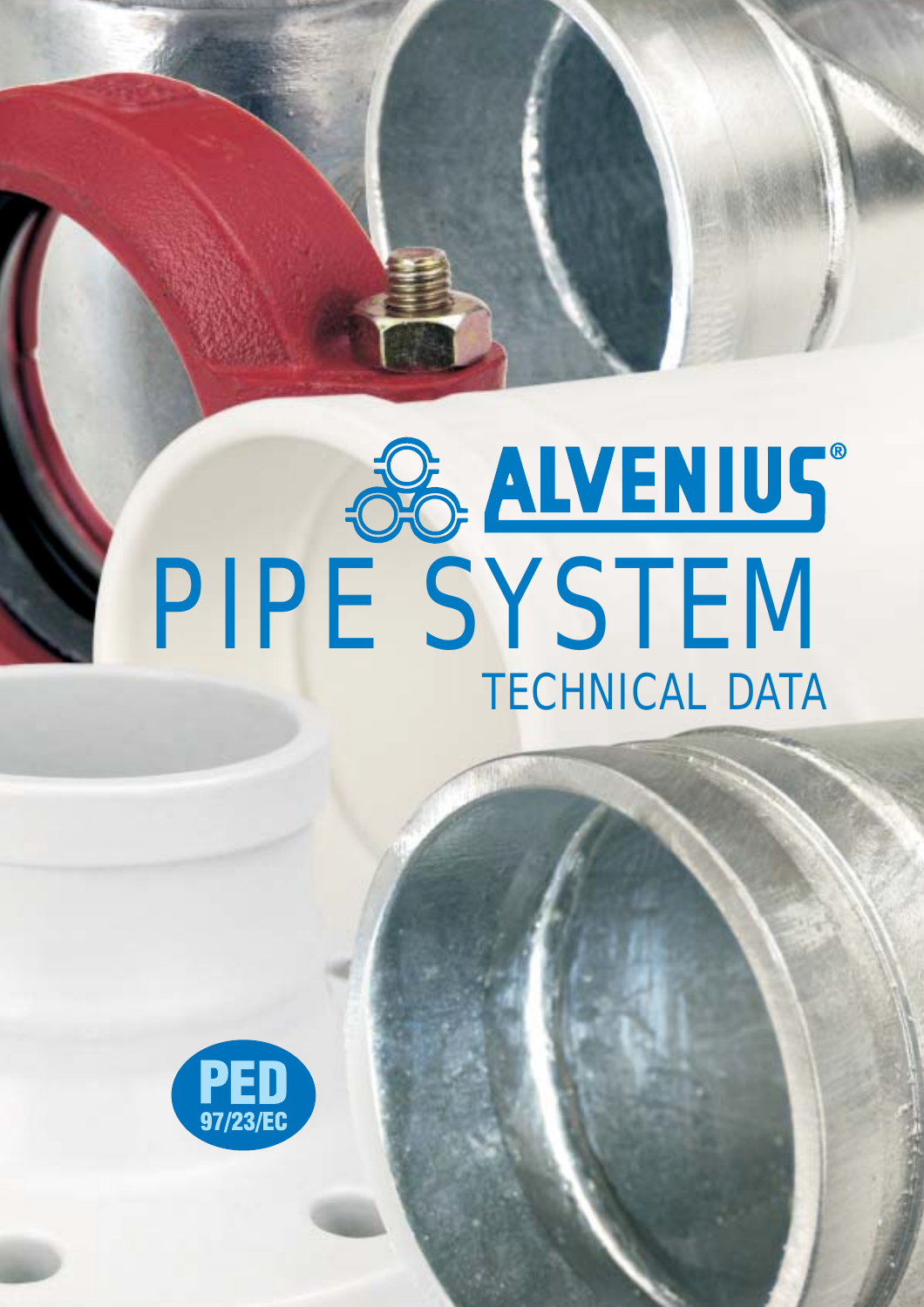# ALVENIUS®

# PIPE SYSTEM

## TECHNICAL DATA

PED 97/23/EC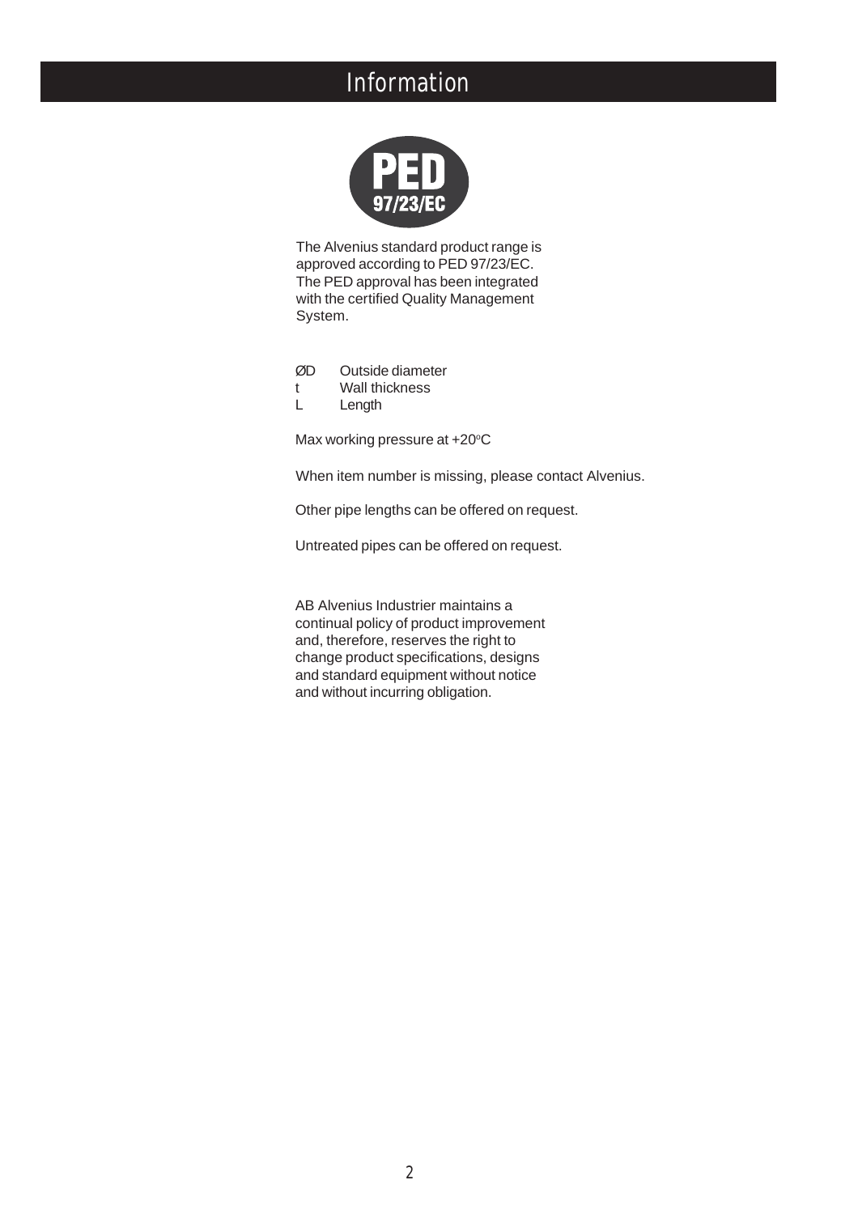# Information

PED 97/23/EC

The Alvenius standard product range is approved according to PED 97/23/EC. The PED approval has been integrated with the certified Quality Management System.

ØD Outside diameter
t Wall thickness
L Length

Max working pressure at +20°C

When item number is missing, please contact Alvenius.

Other pipe lengths can be offered on request.

Untreated pipes can be offered on request.

AB Alvenius Industrier maintains a continual policy of product improvement and, therefore, reserves the right to change product specifications, designs and standard equipment without notice and without incurring obligation.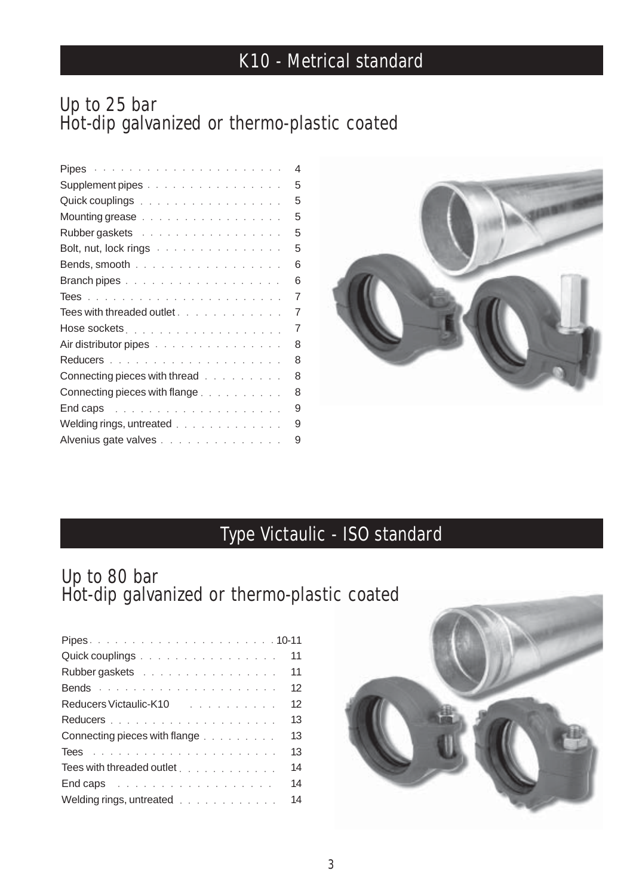## K10 - Metrical standard

### Up to 25 bar
### Hot-dip galvanized or thermo-plastic coated

| Item | Page |
|---|---|
| Pipes | 4 |
| Supplement pipes | 5 |
| Quick couplings | 5 |
| Mounting grease | 5 |
| Rubber gaskets | 5 |
| Bolt, nut, lock rings | 5 |
| Bends, smooth | 6 |
| Branch pipes | 6 |
| Tees | 7 |
| Tees with threaded outlet | 7 |
| Hose sockets | 7 |
| Air distributor pipes | 8 |
| Reducers | 8 |
| Connecting pieces with thread | 8 |
| Connecting pieces with flange | 8 |
| End caps | 9 |
| Welding rings, untreated | 9 |
| Alvenius gate valves | 9 |

## Type Victaulic - ISO standard

### Up to 80 bar
### Hot-dip galvanized or thermo-plastic coated

| Item | Page |
|---|---|
| Pipes | 10-11 |
| Quick couplings | 11 |
| Rubber gaskets | 11 |
| Bends | 12 |
| Reducers Victaulic-K10 | 12 |
| Reducers | 13 |
| Connecting pieces with flange | 13 |
| Tees | 13 |
| Tees with threaded outlet | 14 |
| End caps | 14 |
| Welding rings, untreated | 14 |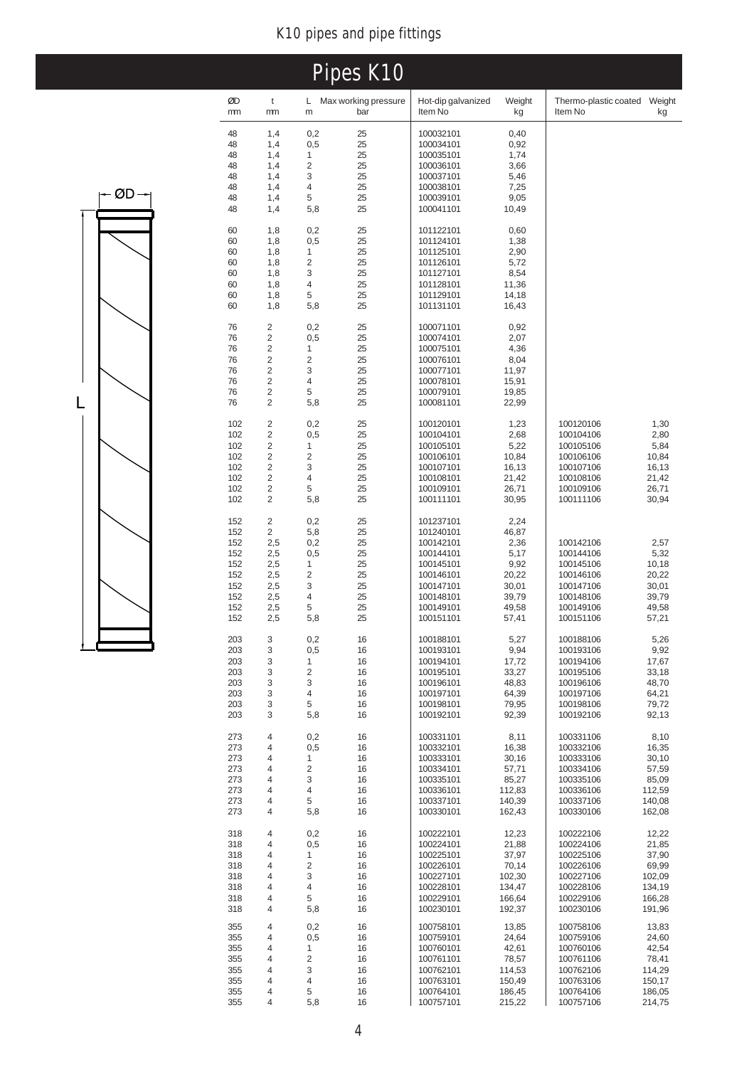## K10 pipes and pipe fittings

# Pipes K10

| ØD mm | t mm | L m | Max working pressure bar | Hot-dip galvanized Item No | Weight kg | Thermo-plastic coated Item No | Weight kg |
|---|---|---|---|---|---|---|---|
| 48 | 1,4 | 0,2 | 25 | 100032101 | 0,40 | | |
| 48 | 1,4 | 0,5 | 25 | 100034101 | 0,92 | | |
| 48 | 1,4 | 1 | 25 | 100035101 | 1,74 | | |
| 48 | 1,4 | 2 | 25 | 100036101 | 3,66 | | |
| 48 | 1,4 | 3 | 25 | 100037101 | 5,46 | | |
| 48 | 1,4 | 4 | 25 | 100038101 | 7,25 | | |
| 48 | 1,4 | 5 | 25 | 100039101 | 9,05 | | |
| 48 | 1,4 | 5,8 | 25 | 100041101 | 10,49 | | |
| 60 | 1,8 | 0,2 | 25 | 101122101 | 0,60 | | |
| 60 | 1,8 | 0,5 | 25 | 101124101 | 1,38 | | |
| 60 | 1,8 | 1 | 25 | 101125101 | 2,90 | | |
| 60 | 1,8 | 2 | 25 | 101126101 | 5,72 | | |
| 60 | 1,8 | 3 | 25 | 101127101 | 8,54 | | |
| 60 | 1,8 | 4 | 25 | 101128101 | 11,36 | | |
| 60 | 1,8 | 5 | 25 | 101129101 | 14,18 | | |
| 60 | 1,8 | 5,8 | 25 | 101131101 | 16,43 | | |
| 76 | 2 | 0,2 | 25 | 100071101 | 0,92 | | |
| 76 | 2 | 0,5 | 25 | 100074101 | 2,07 | | |
| 76 | 2 | 1 | 25 | 100075101 | 4,36 | | |
| 76 | 2 | 2 | 25 | 100076101 | 8,04 | | |
| 76 | 2 | 3 | 25 | 100077101 | 11,97 | | |
| 76 | 2 | 4 | 25 | 100078101 | 15,91 | | |
| 76 | 2 | 5 | 25 | 100079101 | 19,85 | | |
| 76 | 2 | 5,8 | 25 | 100081101 | 22,99 | | |
| 102 | 2 | 0,2 | 25 | 100120101 | 1,23 | 100120106 | 1,30 |
| 102 | 2 | 0,5 | 25 | 100104101 | 2,68 | 100104106 | 2,80 |
| 102 | 2 | 1 | 25 | 100105101 | 5,22 | 100105106 | 5,84 |
| 102 | 2 | 2 | 25 | 100106101 | 10,84 | 100106106 | 10,84 |
| 102 | 2 | 3 | 25 | 100107101 | 16,13 | 100107106 | 16,13 |
| 102 | 2 | 4 | 25 | 100108101 | 21,42 | 100108106 | 21,42 |
| 102 | 2 | 5 | 25 | 100109101 | 26,71 | 100109106 | 26,71 |
| 102 | 2 | 5,8 | 25 | 100111101 | 30,95 | 100111106 | 30,94 |
| 152 | 2 | 0,2 | 25 | 101237101 | 2,24 | | |
| 152 | 2 | 5,8 | 25 | 101240101 | 46,87 | | |
| 152 | 2,5 | 0,2 | 25 | 100142101 | 2,36 | 100142106 | 2,57 |
| 152 | 2,5 | 0,5 | 25 | 100144101 | 5,17 | 100144106 | 5,32 |
| 152 | 2,5 | 1 | 25 | 100145101 | 9,92 | 100145106 | 10,18 |
| 152 | 2,5 | 2 | 25 | 100146101 | 20,22 | 100146106 | 20,22 |
| 152 | 2,5 | 3 | 25 | 100147101 | 30,01 | 100147106 | 30,01 |
| 152 | 2,5 | 4 | 25 | 100148101 | 39,79 | 100148106 | 39,79 |
| 152 | 2,5 | 5 | 25 | 100149101 | 49,58 | 100149106 | 49,58 |
| 152 | 2,5 | 5,8 | 25 | 100151101 | 57,41 | 100151106 | 57,21 |
| 203 | 3 | 0,2 | 16 | 100188101 | 5,27 | 100188106 | 5,26 |
| 203 | 3 | 0,5 | 16 | 100193101 | 9,94 | 100193106 | 9,92 |
| 203 | 3 | 1 | 16 | 100194101 | 17,72 | 100194106 | 17,67 |
| 203 | 3 | 2 | 16 | 100195101 | 33,27 | 100195106 | 33,18 |
| 203 | 3 | 3 | 16 | 100196101 | 48,83 | 100196106 | 48,70 |
| 203 | 3 | 4 | 16 | 100197101 | 64,39 | 100197106 | 64,21 |
| 203 | 3 | 5 | 16 | 100198101 | 79,95 | 100198106 | 79,72 |
| 203 | 3 | 5,8 | 16 | 100192101 | 92,39 | 100192106 | 92,13 |
| 273 | 4 | 0,2 | 16 | 100331101 | 8,11 | 100331106 | 8,10 |
| 273 | 4 | 0,5 | 16 | 100332101 | 16,38 | 100332106 | 16,35 |
| 273 | 4 | 1 | 16 | 100333101 | 30,16 | 100333106 | 30,10 |
| 273 | 4 | 2 | 16 | 100334101 | 57,71 | 100334106 | 57,59 |
| 273 | 4 | 3 | 16 | 100335101 | 85,27 | 100335106 | 85,09 |
| 273 | 4 | 4 | 16 | 100336101 | 112,83 | 100336106 | 112,59 |
| 273 | 4 | 5 | 16 | 100337101 | 140,39 | 100337106 | 140,08 |
| 273 | 4 | 5,8 | 16 | 100330101 | 162,43 | 100330106 | 162,08 |
| 318 | 4 | 0,2 | 16 | 100222101 | 12,23 | 100222106 | 12,22 |
| 318 | 4 | 0,5 | 16 | 100224101 | 21,88 | 100224106 | 21,85 |
| 318 | 4 | 1 | 16 | 100225101 | 37,97 | 100225106 | 37,90 |
| 318 | 4 | 2 | 16 | 100226101 | 70,14 | 100226106 | 69,99 |
| 318 | 4 | 3 | 16 | 100227101 | 102,30 | 100227106 | 102,09 |
| 318 | 4 | 4 | 16 | 100228101 | 134,47 | 100228106 | 134,19 |
| 318 | 4 | 5 | 16 | 100229101 | 166,64 | 100229106 | 166,28 |
| 318 | 4 | 5,8 | 16 | 100230101 | 192,37 | 100230106 | 191,96 |
| 355 | 4 | 0,2 | 16 | 100758101 | 13,85 | 100758106 | 13,83 |
| 355 | 4 | 0,5 | 16 | 100759101 | 24,64 | 100759106 | 24,60 |
| 355 | 4 | 1 | 16 | 100760101 | 42,61 | 100760106 | 42,54 |
| 355 | 4 | 2 | 16 | 100761101 | 78,57 | 100761106 | 78,41 |
| 355 | 4 | 3 | 16 | 100762101 | 114,53 | 100762106 | 114,29 |
| 355 | 4 | 4 | 16 | 100763101 | 150,49 | 100763106 | 150,17 |
| 355 | 4 | 5 | 16 | 100764101 | 186,45 | 100764106 | 186,05 |
| 355 | 4 | 5,8 | 16 | 100757101 | 215,22 | 100757106 | 214,75 |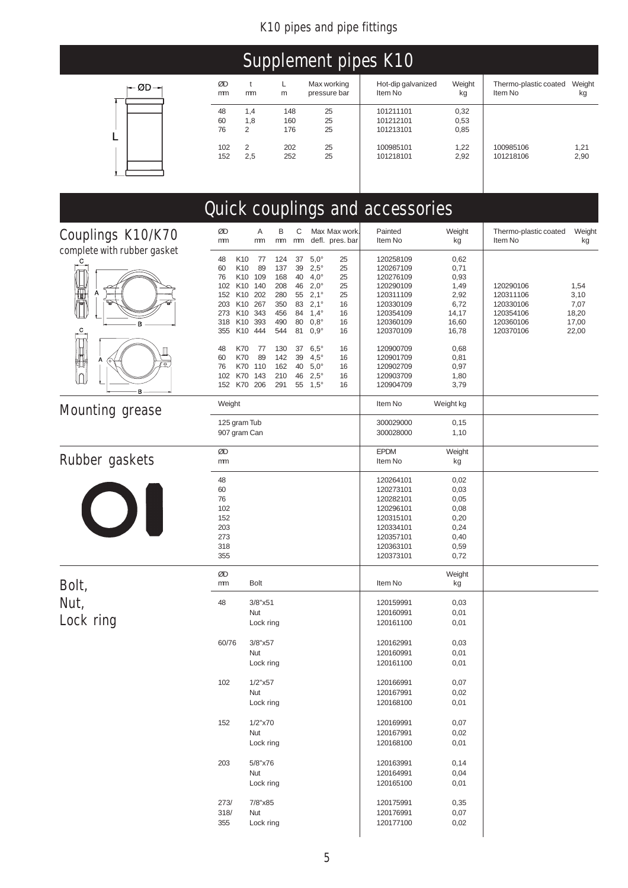# Supplement pipes K10

| ØD mm | t mm | L m | Max working pressure bar | Hot-dip galvanized Item No | Weight kg | Thermo-plastic coated Item No | Weight kg |
|---|---|---|---|---|---|---|---|
| 48 | 1,4 | 148 | 25 | 101211101 | 0,32 | | |
| 60 | 1,8 | 160 | 25 | 101212101 | 0,53 | | |
| 76 | 2 | 176 | 25 | 101213101 | 0,85 | | |
| 102 | 2 | 202 | 25 | 100985101 | 1,22 | 100985106 | 1,21 |
| 152 | 2,5 | 252 | 25 | 101218101 | 2,92 | 101218106 | 2,90 |

# Quick couplings and accessories

## Couplings K10/K70

complete with rubber gasket

| ØD mm | | A mm | B mm | C mm | Max defl. | Max work. pres. bar | Painted Item No | Weight kg | Thermo-plastic coated Item No | Weight kg |
|---|---|---|---|---|---|---|---|---|---|---|
| 48 | K10 | 77 | 124 | 37 | 5,0° | 25 | 120258109 | 0,62 | | |
| 60 | K10 | 89 | 137 | 39 | 2,5° | 25 | 120267109 | 0,71 | | |
| 76 | K10 | 109 | 168 | 40 | 4,0° | 25 | 120276109 | 0,93 | | |
| 102 | K10 | 140 | 208 | 46 | 2,0° | 25 | 120290109 | 1,49 | 120290106 | 1,54 |
| 152 | K10 | 202 | 280 | 55 | 2,1° | 25 | 120311109 | 2,92 | 120311106 | 3,10 |
| 203 | K10 | 267 | 350 | 83 | 2,1° | 16 | 120330109 | 6,72 | 120330106 | 7,07 |
| 273 | K10 | 343 | 456 | 84 | 1,4° | 16 | 120354109 | 14,17 | 120354106 | 18,20 |
| 318 | K10 | 393 | 490 | 80 | 0,8° | 16 | 120360109 | 16,60 | 120360106 | 17,00 |
| 355 | K10 | 444 | 544 | 81 | 0,9° | 16 | 120370109 | 16,78 | 120370106 | 22,00 |
| 48 | K70 | 77 | 130 | 37 | 6,5° | 16 | 120900709 | 0,68 | | |
| 60 | K70 | 89 | 142 | 39 | 4,5° | 16 | 120901709 | 0,81 | | |
| 76 | K70 | 110 | 162 | 40 | 5,0° | 16 | 120902709 | 0,97 | | |
| 102 | K70 | 143 | 210 | 46 | 2,5° | 16 | 120903709 | 1,80 | | |
| 152 | K70 | 206 | 291 | 55 | 1,5° | 16 | 120904709 | 3,79 | | |

## Mounting grease

| Weight | Item No | Weight kg |
|---|---|---|
| 125 gram Tub | 300029000 | 0,15 |
| 907 gram Can | 300028000 | 1,10 |

## Rubber gaskets

| ØD mm | EPDM Item No | Weight kg |
|---|---|---|
| 48 | 120264101 | 0,02 |
| 60 | 120273101 | 0,03 |
| 76 | 120282101 | 0,05 |
| 102 | 120296101 | 0,08 |
| 152 | 120315101 | 0,20 |
| 203 | 120334101 | 0,24 |
| 273 | 120357101 | 0,40 |
| 318 | 120363101 | 0,59 |
| 355 | 120373101 | 0,72 |

## Bolt, Nut, Lock ring

| ØD mm | Bolt | Item No | Weight kg |
|---|---|---|---|
| 48 | 3/8"x51 | 120159991 | 0,03 |
| | Nut | 120160991 | 0,01 |
| | Lock ring | 120161100 | 0,01 |
| 60/76 | 3/8"x57 | 120162991 | 0,03 |
| | Nut | 120160991 | 0,01 |
| | Lock ring | 120161100 | 0,01 |
| 102 | 1/2"x57 | 120166991 | 0,07 |
| | Nut | 120167991 | 0,02 |
| | Lock ring | 120168100 | 0,01 |
| 152 | 1/2"x70 | 120169991 | 0,07 |
| | Nut | 120167991 | 0,02 |
| | Lock ring | 120168100 | 0,01 |
| 203 | 5/8"x76 | 120163991 | 0,14 |
| | Nut | 120164991 | 0,04 |
| | Lock ring | 120165100 | 0,01 |
| 273/ | 7/8"x85 | 120175991 | 0,35 |
| 318/ | Nut | 120176991 | 0,07 |
| 355 | Lock ring | 120177100 | 0,02 |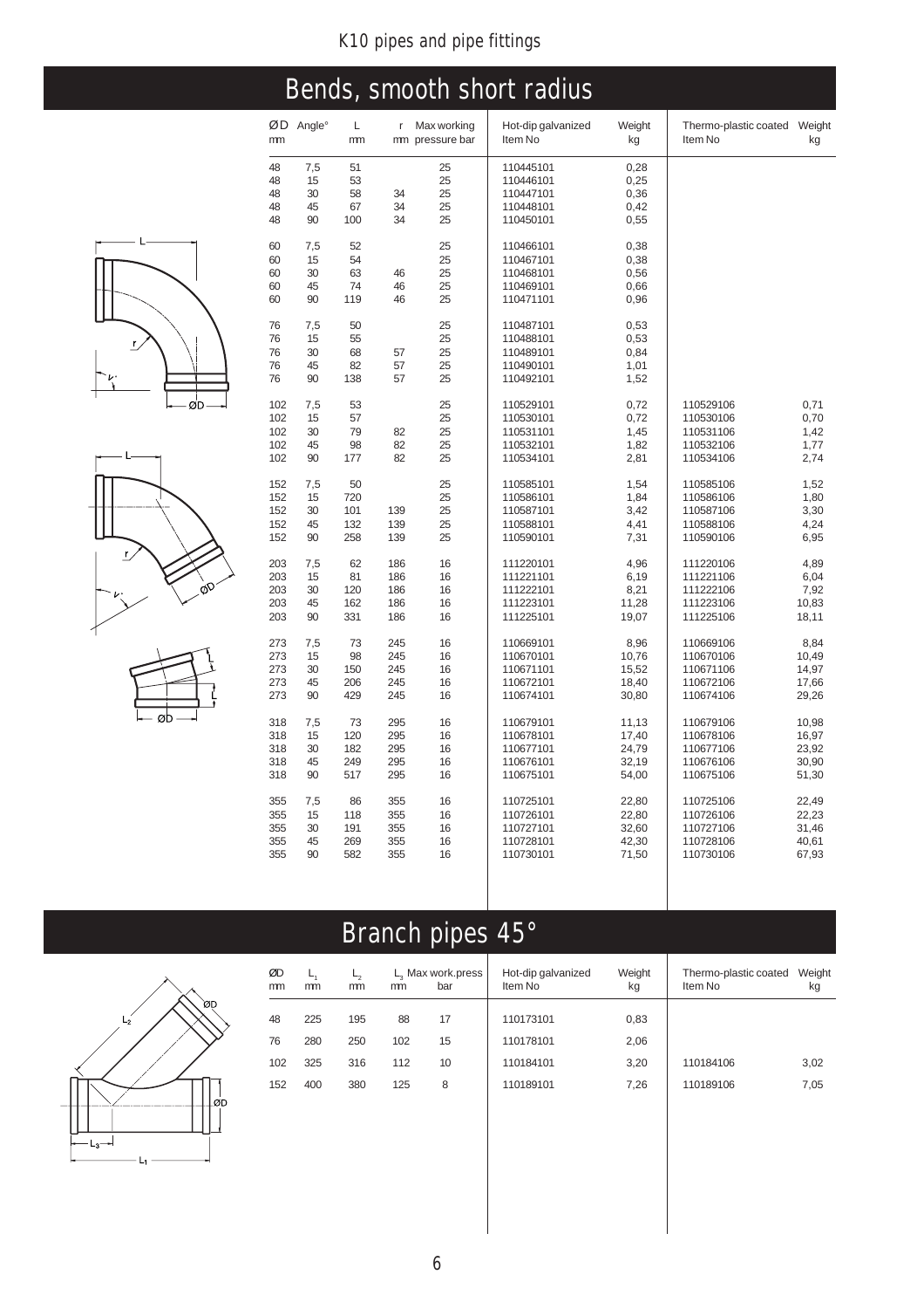# Bends, smooth short radius

| ØD mm | Angle° | L mm | r mm | Max working pressure bar | Hot-dip galvanized Item No | Weight kg | Thermo-plastic coated Item No | Weight kg |
|---|---|---|---|---|---|---|---|---|
| 48 | 7,5 | 51 | | 25 | 110445101 | 0,28 | | |
| 48 | 15 | 53 | | 25 | 110446101 | 0,25 | | |
| 48 | 30 | 58 | 34 | 25 | 110447101 | 0,36 | | |
| 48 | 45 | 67 | 34 | 25 | 110448101 | 0,42 | | |
| 48 | 90 | 100 | 34 | 25 | 110450101 | 0,55 | | |
| 60 | 7,5 | 52 | | 25 | 110466101 | 0,38 | | |
| 60 | 15 | 54 | | 25 | 110467101 | 0,38 | | |
| 60 | 30 | 63 | 46 | 25 | 110468101 | 0,56 | | |
| 60 | 45 | 74 | 46 | 25 | 110469101 | 0,66 | | |
| 60 | 90 | 119 | 46 | 25 | 110471101 | 0,96 | | |
| 76 | 7,5 | 50 | | 25 | 110487101 | 0,53 | | |
| 76 | 15 | 55 | | 25 | 110488101 | 0,53 | | |
| 76 | 30 | 68 | 57 | 25 | 110489101 | 0,84 | | |
| 76 | 45 | 82 | 57 | 25 | 110490101 | 1,01 | | |
| 76 | 90 | 138 | 57 | 25 | 110492101 | 1,52 | | |
| 102 | 7,5 | 53 | | 25 | 110529101 | 0,72 | 110529106 | 0,71 |
| 102 | 15 | 57 | | 25 | 110530101 | 0,72 | 110530106 | 0,70 |
| 102 | 30 | 79 | 82 | 25 | 110531101 | 1,45 | 110531106 | 1,42 |
| 102 | 45 | 98 | 82 | 25 | 110532101 | 1,82 | 110532106 | 1,77 |
| 102 | 90 | 177 | 82 | 25 | 110534101 | 2,81 | 110534106 | 2,74 |
| 152 | 7,5 | 50 | | 25 | 110585101 | 1,54 | 110585106 | 1,52 |
| 152 | 15 | 720 | | 25 | 110586101 | 1,84 | 110586106 | 1,80 |
| 152 | 30 | 101 | 139 | 25 | 110587101 | 3,42 | 110587106 | 3,30 |
| 152 | 45 | 132 | 139 | 25 | 110588101 | 4,41 | 110588106 | 4,24 |
| 152 | 90 | 258 | 139 | 25 | 110590101 | 7,31 | 110590106 | 6,95 |
| 203 | 7,5 | 62 | 186 | 16 | 111220101 | 4,96 | 111220106 | 4,89 |
| 203 | 15 | 81 | 186 | 16 | 111221101 | 6,19 | 111221106 | 6,04 |
| 203 | 30 | 120 | 186 | 16 | 111222101 | 8,21 | 111222106 | 7,92 |
| 203 | 45 | 162 | 186 | 16 | 111223101 | 11,28 | 111223106 | 10,83 |
| 203 | 90 | 331 | 186 | 16 | 111225101 | 19,07 | 111225106 | 18,11 |
| 273 | 7,5 | 73 | 245 | 16 | 110669101 | 8,96 | 110669106 | 8,84 |
| 273 | 15 | 98 | 245 | 16 | 110670101 | 10,76 | 110670106 | 10,49 |
| 273 | 30 | 150 | 245 | 16 | 110671101 | 15,52 | 110671106 | 14,97 |
| 273 | 45 | 206 | 245 | 16 | 110672101 | 18,40 | 110672106 | 17,66 |
| 273 | 90 | 429 | 245 | 16 | 110674101 | 30,80 | 110674106 | 29,26 |
| 318 | 7,5 | 73 | 295 | 16 | 110679101 | 11,13 | 110679106 | 10,98 |
| 318 | 15 | 120 | 295 | 16 | 110678101 | 17,40 | 110678106 | 16,97 |
| 318 | 30 | 182 | 295 | 16 | 110677101 | 24,79 | 110677106 | 23,92 |
| 318 | 45 | 249 | 295 | 16 | 110676101 | 32,19 | 110676106 | 30,90 |
| 318 | 90 | 517 | 295 | 16 | 110675101 | 54,00 | 110675106 | 51,30 |
| 355 | 7,5 | 86 | 355 | 16 | 110725101 | 22,80 | 110725106 | 22,49 |
| 355 | 15 | 118 | 355 | 16 | 110726101 | 22,80 | 110726106 | 22,23 |
| 355 | 30 | 191 | 355 | 16 | 110727101 | 32,60 | 110727106 | 31,46 |
| 355 | 45 | 269 | 355 | 16 | 110728101 | 42,30 | 110728106 | 40,61 |
| 355 | 90 | 582 | 355 | 16 | 110730101 | 71,50 | 110730106 | 67,93 |

# Branch pipes 45°

| ØD mm | $L_1$ mm | $L_2$ mm | $L_3$ mm | Max work.press bar | Hot-dip galvanized Item No | Weight kg | Thermo-plastic coated Item No | Weight kg |
|---|---|---|---|---|---|---|---|---|
| 48 | 225 | 195 | 88 | 17 | 110173101 | 0,83 | | |
| 76 | 280 | 250 | 102 | 15 | 110178101 | 2,06 | | |
| 102 | 325 | 316 | 112 | 10 | 110184101 | 3,20 | 110184106 | 3,02 |
| 152 | 400 | 380 | 125 | 8 | 110189101 | 7,26 | 110189106 | 7,05 |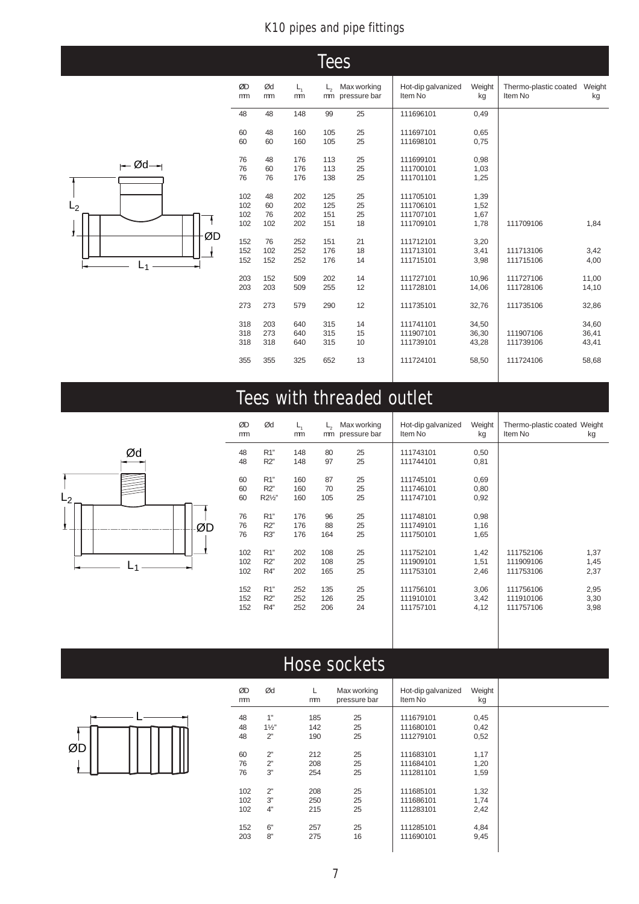# Tees

| ØD mm | Ød mm | $L_1$ mm | $L_2$ mm | Max working pressure bar | Hot-dip galvanized Item No | Weight kg | Thermo-plastic coated Item No | Weight kg |
|---|---|---|---|---|---|---|---|---|
| 48 | 48 | 148 | 99 | 25 | 111696101 | 0,49 | | |
| 60 | 48 | 160 | 105 | 25 | 111697101 | 0,65 | | |
| 60 | 60 | 160 | 105 | 25 | 111698101 | 0,75 | | |
| 76 | 48 | 176 | 113 | 25 | 111699101 | 0,98 | | |
| 76 | 60 | 176 | 113 | 25 | 111700101 | 1,03 | | |
| 76 | 76 | 176 | 138 | 25 | 111701101 | 1,25 | | |
| 102 | 48 | 202 | 125 | 25 | 111705101 | 1,39 | | |
| 102 | 60 | 202 | 125 | 25 | 111706101 | 1,52 | | |
| 102 | 76 | 202 | 151 | 25 | 111707101 | 1,67 | | |
| 102 | 102 | 202 | 151 | 18 | 111709101 | 1,78 | 111709106 | 1,84 |
| 152 | 76 | 252 | 151 | 21 | 111712101 | 3,20 | | |
| 152 | 102 | 252 | 176 | 18 | 111713101 | 3,41 | 111713106 | 3,42 |
| 152 | 152 | 252 | 176 | 14 | 111715101 | 3,98 | 111715106 | 4,00 |
| 203 | 152 | 509 | 202 | 14 | 111727101 | 10,96 | 111727106 | 11,00 |
| 203 | 203 | 509 | 255 | 12 | 111728101 | 14,06 | 111728106 | 14,10 |
| 273 | 273 | 579 | 290 | 12 | 111735101 | 32,76 | 111735106 | 32,86 |
| 318 | 203 | 640 | 315 | 14 | 111741101 | 34,50 | | 34,60 |
| 318 | 273 | 640 | 315 | 15 | 111907101 | 36,30 | 111907106 | 36,41 |
| 318 | 318 | 640 | 315 | 10 | 111739101 | 43,28 | 111739106 | 43,41 |
| 355 | 355 | 325 | 652 | 13 | 111724101 | 58,50 | 111724106 | 58,68 |

# Tees with threaded outlet

| ØD mm | Ød | $L_1$ mm | $L_2$ mm | Max working pressure bar | Hot-dip galvanized Item No | Weight kg | Thermo-plastic coated Item No | Weight kg |
|---|---|---|---|---|---|---|---|---|
| 48 | R1" | 148 | 80 | 25 | 111743101 | 0,50 | | |
| 48 | R2" | 148 | 97 | 25 | 111744101 | 0,81 | | |
| 60 | R1" | 160 | 87 | 25 | 111745101 | 0,69 | | |
| 60 | R2" | 160 | 70 | 25 | 111746101 | 0,80 | | |
| 60 | R2½" | 160 | 105 | 25 | 111747101 | 0,92 | | |
| 76 | R1" | 176 | 96 | 25 | 111748101 | 0,98 | | |
| 76 | R2" | 176 | 88 | 25 | 111749101 | 1,16 | | |
| 76 | R3" | 176 | 164 | 25 | 111750101 | 1,65 | | |
| 102 | R1" | 202 | 108 | 25 | 111752101 | 1,42 | 111752106 | 1,37 |
| 102 | R2" | 202 | 108 | 25 | 111909101 | 1,51 | 111909106 | 1,45 |
| 102 | R4" | 202 | 165 | 25 | 111753101 | 2,46 | 111753106 | 2,37 |
| 152 | R1" | 252 | 135 | 25 | 111756101 | 3,06 | 111756106 | 2,95 |
| 152 | R2" | 252 | 126 | 25 | 111910101 | 3,42 | 111910106 | 3,30 |
| 152 | R4" | 252 | 206 | 24 | 111757101 | 4,12 | 111757106 | 3,98 |

# Hose sockets

| ØD mm | Ød | L mm | Max working pressure bar | Hot-dip galvanized Item No | Weight kg |
|---|---|---|---|---|---|
| 48 | 1" | 185 | 25 | 111679101 | 0,45 |
| 48 | 1½" | 142 | 25 | 111680101 | 0,42 |
| 48 | 2" | 190 | 25 | 111279101 | 0,52 |
| 60 | 2" | 212 | 25 | 111683101 | 1,17 |
| 76 | 2" | 208 | 25 | 111684101 | 1,20 |
| 76 | 3" | 254 | 25 | 111281101 | 1,59 |
| 102 | 2" | 208 | 25 | 111685101 | 1,32 |
| 102 | 3" | 250 | 25 | 111686101 | 1,74 |
| 102 | 4" | 215 | 25 | 111283101 | 2,42 |
| 152 | 6" | 257 | 25 | 111285101 | 4,84 |
| 203 | 8" | 275 | 16 | 111690101 | 9,45 |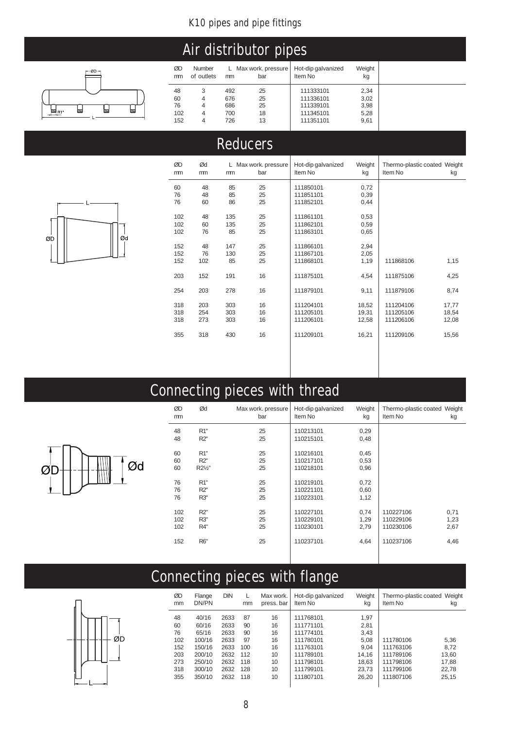K10 pipes and pipe fittings

## Air distributor pipes

| ØD mm | Number of outlets | L mm | Max work. pressure bar | Hot-dip galvanized Item No | Weight kg |
|---|---|---|---|---|---|
| 48 | 3 | 492 | 25 | 111333101 | 2,34 |
| 60 | 4 | 676 | 25 | 111336101 | 3,02 |
| 76 | 4 | 686 | 25 | 111339101 | 3,98 |
| 102 | 4 | 700 | 18 | 111345101 | 5,28 |
| 152 | 4 | 726 | 13 | 111351101 | 9,61 |

## Reducers

| ØD mm | Ød mm | L mm | Max work. pressure bar | Hot-dip galvanized Item No | Weight kg | Thermo-plastic coated Item No | Weight kg |
|---|---|---|---|---|---|---|---|
| 60 | 48 | 85 | 25 | 111850101 | 0,72 | | |
| 76 | 48 | 85 | 25 | 111851101 | 0,39 | | |
| 76 | 60 | 86 | 25 | 111852101 | 0,44 | | |
| 102 | 48 | 135 | 25 | 111861101 | 0,53 | | |
| 102 | 60 | 135 | 25 | 111862101 | 0,59 | | |
| 102 | 76 | 85 | 25 | 111863101 | 0,65 | | |
| 152 | 48 | 147 | 25 | 111866101 | 2,94 | | |
| 152 | 76 | 130 | 25 | 111867101 | 2,05 | | |
| 152 | 102 | 85 | 25 | 111868101 | 1,19 | 111868106 | 1,15 |
| 203 | 152 | 191 | 16 | 111875101 | 4,54 | 111875106 | 4,25 |
| 254 | 203 | 278 | 16 | 111879101 | 9,11 | 111879106 | 8,74 |
| 318 | 203 | 303 | 16 | 111204101 | 18,52 | 111204106 | 17,77 |
| 318 | 254 | 303 | 16 | 111205101 | 19,31 | 111205106 | 18,54 |
| 318 | 273 | 303 | 16 | 111206101 | 12,58 | 111206106 | 12,08 |
| 355 | 318 | 430 | 16 | 111209101 | 16,21 | 111209106 | 15,56 |

## Connecting pieces with thread

| ØD mm | Ød | Max work. pressure bar | Hot-dip galvanized Item No | Weight kg | Thermo-plastic coated Item No | Weight kg |
|---|---|---|---|---|---|---|
| 48 | R1" | 25 | 110213101 | 0,29 | | |
| 48 | R2" | 25 | 110215101 | 0,48 | | |
| 60 | R1" | 25 | 110216101 | 0,45 | | |
| 60 | R2" | 25 | 110217101 | 0,53 | | |
| 60 | R2½" | 25 | 110218101 | 0,96 | | |
| 76 | R1" | 25 | 110219101 | 0,72 | | |
| 76 | R2" | 25 | 110221101 | 0,60 | | |
| 76 | R3" | 25 | 110223101 | 1,12 | | |
| 102 | R2" | 25 | 110227101 | 0,74 | 110227106 | 0,71 |
| 102 | R3" | 25 | 110229101 | 1,29 | 110229106 | 1,23 |
| 102 | R4" | 25 | 110230101 | 2,79 | 110230106 | 2,67 |
| 152 | R6" | 25 | 110237101 | 4,64 | 110237106 | 4,46 |

## Connecting pieces with flange

| ØD mm | Flange DN/PN | DIN | L mm | Max work. press. bar | Hot-dip galvanized Item No | Weight kg | Thermo-plastic coated Item No | Weight kg |
|---|---|---|---|---|---|---|---|---|
| 48 | 40/16 | 2633 | 87 | 16 | 111768101 | 1,97 | | |
| 60 | 60/16 | 2633 | 90 | 16 | 111771101 | 2,81 | | |
| 76 | 65/16 | 2633 | 90 | 16 | 111774101 | 3,43 | | |
| 102 | 100/16 | 2633 | 97 | 16 | 111780101 | 5,08 | 111780106 | 5,36 |
| 152 | 150/16 | 2633 | 100 | 16 | 111763101 | 9,04 | 111763106 | 8,72 |
| 203 | 200/10 | 2632 | 112 | 10 | 111789101 | 14,16 | 111789106 | 13,60 |
| 273 | 250/10 | 2632 | 118 | 10 | 111798101 | 18,63 | 111798106 | 17,88 |
| 318 | 300/10 | 2632 | 128 | 10 | 111799101 | 23,73 | 111799106 | 22,78 |
| 355 | 350/10 | 2632 | 118 | 10 | 111807101 | 26,20 | 111807106 | 25,15 |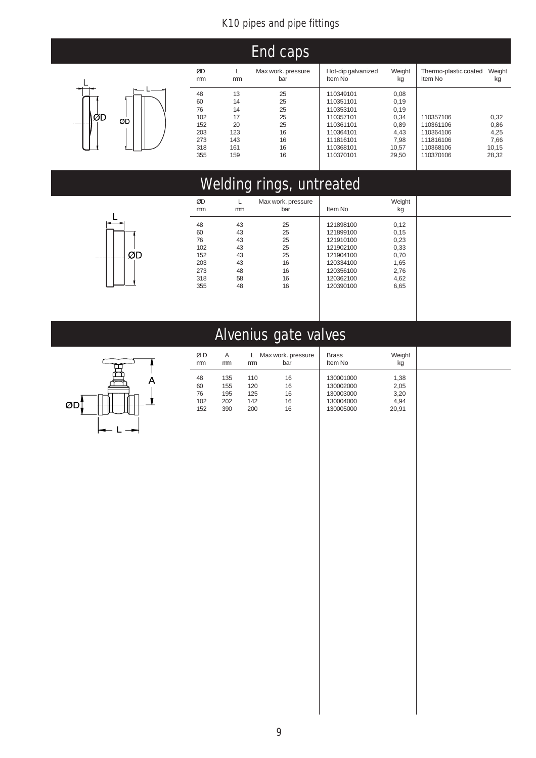## End caps

| ØD mm | L mm | Max work. pressure bar | Hot-dip galvanized Item No | Weight kg | Thermo-plastic coated Item No | Weight kg |
|---|---|---|---|---|---|---|
| 48 | 13 | 25 | 110349101 | 0,08 | | |
| 60 | 14 | 25 | 110351101 | 0,19 | | |
| 76 | 14 | 25 | 110353101 | 0,19 | | |
| 102 | 17 | 25 | 110357101 | 0,34 | 110357106 | 0,32 |
| 152 | 20 | 25 | 110361101 | 0,89 | 110361106 | 0,86 |
| 203 | 123 | 16 | 110364101 | 4,43 | 110364106 | 4,25 |
| 273 | 143 | 16 | 111816101 | 7,98 | 111816106 | 7,66 |
| 318 | 161 | 16 | 110368101 | 10,57 | 110368106 | 10,15 |
| 355 | 159 | 16 | 110370101 | 29,50 | 110370106 | 28,32 |

## Welding rings, untreated

| ØD mm | L mm | Max work. pressure bar | Item No | Weight kg |
|---|---|---|---|---|
| 48 | 43 | 25 | 121898100 | 0,12 |
| 60 | 43 | 25 | 121899100 | 0,15 |
| 76 | 43 | 25 | 121910100 | 0,23 |
| 102 | 43 | 25 | 121902100 | 0,33 |
| 152 | 43 | 25 | 121904100 | 0,70 |
| 203 | 43 | 16 | 120334100 | 1,65 |
| 273 | 48 | 16 | 120356100 | 2,76 |
| 318 | 58 | 16 | 120362100 | 4,62 |
| 355 | 48 | 16 | 120390100 | 6,65 |

## Alvenius gate valves

| Ø D mm | A mm | L mm | Max work. pressure bar | Brass Item No | Weight kg |
|---|---|---|---|---|---|
| 48 | 135 | 110 | 16 | 130001000 | 1,38 |
| 60 | 155 | 120 | 16 | 130002000 | 2,05 |
| 76 | 195 | 125 | 16 | 130003000 | 3,20 |
| 102 | 202 | 142 | 16 | 130004000 | 4,94 |
| 152 | 390 | 200 | 16 | 130005000 | 20,91 |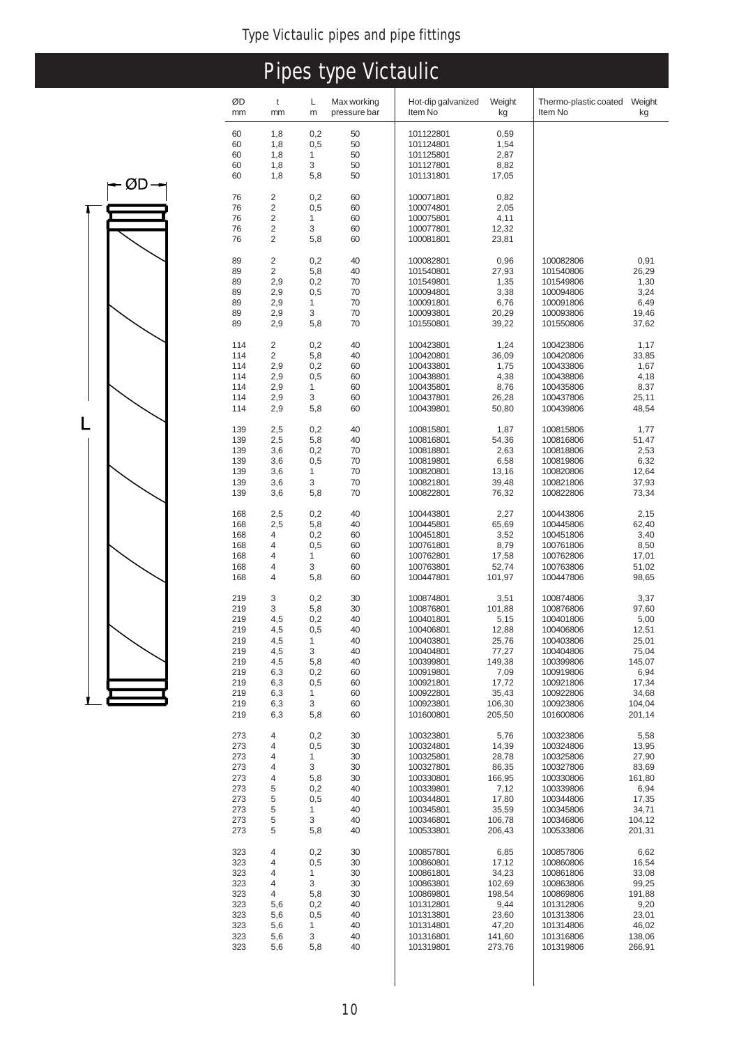# Pipes type Victaulic

| ØD mm | t mm | L m | Max working pressure bar | Hot-dip galvanized Item No | Weight kg | Thermo-plastic coated Item No | Weight kg |
|---|---|---|---|---|---|---|---|
| 60 | 1,8 | 0,2 | 50 | 101122801 | 0,59 | | |
| 60 | 1,8 | 0,5 | 50 | 101124801 | 1,54 | | |
| 60 | 1,8 | 1 | 50 | 101125801 | 2,87 | | |
| 60 | 1,8 | 3 | 50 | 101127801 | 8,82 | | |
| 60 | 1,8 | 5,8 | 50 | 101131801 | 17,05 | | |
| 76 | 2 | 0,2 | 60 | 100071801 | 0,82 | | |
| 76 | 2 | 0,5 | 60 | 100074801 | 2,05 | | |
| 76 | 2 | 1 | 60 | 100075801 | 4,11 | | |
| 76 | 2 | 3 | 60 | 100077801 | 12,32 | | |
| 76 | 2 | 5,8 | 60 | 100081801 | 23,81 | | |
| 89 | 2 | 0,2 | 40 | 100082801 | 0,96 | 100082806 | 0,91 |
| 89 | 2 | 5,8 | 40 | 101540801 | 27,93 | 101540806 | 26,29 |
| 89 | 2,9 | 0,2 | 70 | 101549801 | 1,35 | 101549806 | 1,30 |
| 89 | 2,9 | 0,5 | 70 | 100094801 | 3,38 | 100094806 | 3,24 |
| 89 | 2,9 | 1 | 70 | 100091801 | 6,76 | 100091806 | 6,49 |
| 89 | 2,9 | 3 | 70 | 100093801 | 20,29 | 100093806 | 19,46 |
| 89 | 2,9 | 5,8 | 70 | 101550801 | 39,22 | 101550806 | 37,62 |
| 114 | 2 | 0,2 | 40 | 100423801 | 1,24 | 100423806 | 1,17 |
| 114 | 2 | 5,8 | 40 | 100420801 | 36,09 | 100420806 | 33,85 |
| 114 | 2,9 | 0,2 | 60 | 100433801 | 1,75 | 100433806 | 1,67 |
| 114 | 2,9 | 0,5 | 60 | 100438801 | 4,38 | 100438806 | 4,18 |
| 114 | 2,9 | 1 | 60 | 100435801 | 8,76 | 100435806 | 8,37 |
| 114 | 2,9 | 3 | 60 | 100437801 | 26,28 | 100437806 | 25,11 |
| 114 | 2,9 | 5,8 | 60 | 100439801 | 50,80 | 100439806 | 48,54 |
| 139 | 2,5 | 0,2 | 40 | 100815801 | 1,87 | 100815806 | 1,77 |
| 139 | 2,5 | 5,8 | 40 | 100816801 | 54,36 | 100816806 | 51,47 |
| 139 | 3,6 | 0,2 | 70 | 100818801 | 2,63 | 100818806 | 2,53 |
| 139 | 3,6 | 0,5 | 70 | 100819801 | 6,58 | 100819806 | 6,32 |
| 139 | 3,6 | 1 | 70 | 100820801 | 13,16 | 100820806 | 12,64 |
| 139 | 3,6 | 3 | 70 | 100821801 | 39,48 | 100821806 | 37,93 |
| 139 | 3,6 | 5,8 | 70 | 100822801 | 76,32 | 100822806 | 73,34 |
| 168 | 2,5 | 0,2 | 40 | 100443801 | 2,27 | 100443806 | 2,15 |
| 168 | 2,5 | 5,8 | 40 | 100445801 | 65,69 | 100445806 | 62,40 |
| 168 | 4 | 0,2 | 60 | 100451801 | 3,52 | 100451806 | 3,40 |
| 168 | 4 | 0,5 | 60 | 100761801 | 8,79 | 100761806 | 8,50 |
| 168 | 4 | 1 | 60 | 100762801 | 17,58 | 100762806 | 17,01 |
| 168 | 4 | 3 | 60 | 100763801 | 52,74 | 100763806 | 51,02 |
| 168 | 4 | 5,8 | 60 | 100447801 | 101,97 | 100447806 | 98,65 |
| 219 | 3 | 0,2 | 30 | 100874801 | 3,51 | 100874806 | 3,37 |
| 219 | 3 | 5,8 | 30 | 100876801 | 101,88 | 100876806 | 97,60 |
| 219 | 4,5 | 0,2 | 40 | 100401801 | 5,15 | 100401806 | 5,00 |
| 219 | 4,5 | 0,5 | 40 | 100406801 | 12,88 | 100406806 | 12,51 |
| 219 | 4,5 | 1 | 40 | 100403801 | 25,76 | 100403806 | 25,01 |
| 219 | 4,5 | 3 | 40 | 100404801 | 77,27 | 100404806 | 75,04 |
| 219 | 4,5 | 5,8 | 40 | 100399801 | 149,38 | 100399806 | 145,07 |
| 219 | 6,3 | 0,2 | 60 | 100919801 | 7,09 | 100919806 | 6,94 |
| 219 | 6,3 | 0,5 | 60 | 100921801 | 17,72 | 100921806 | 17,34 |
| 219 | 6,3 | 1 | 60 | 100922801 | 35,43 | 100922806 | 34,68 |
| 219 | 6,3 | 3 | 60 | 100923801 | 106,30 | 100923806 | 104,04 |
| 219 | 6,3 | 5,8 | 60 | 101600801 | 205,50 | 101600806 | 201,14 |
| 273 | 4 | 0,2 | 30 | 100323801 | 5,76 | 100323806 | 5,58 |
| 273 | 4 | 0,5 | 30 | 100324801 | 14,39 | 100324806 | 13,95 |
| 273 | 4 | 1 | 30 | 100325801 | 28,78 | 100325806 | 27,90 |
| 273 | 4 | 3 | 30 | 100327801 | 86,35 | 100327806 | 83,69 |
| 273 | 4 | 5,8 | 30 | 100330801 | 166,95 | 100330806 | 161,80 |
| 273 | 5 | 0,2 | 40 | 100339801 | 7,12 | 100339806 | 6,94 |
| 273 | 5 | 0,5 | 40 | 100344801 | 17,80 | 100344806 | 17,35 |
| 273 | 5 | 1 | 40 | 100345801 | 35,59 | 100345806 | 34,71 |
| 273 | 5 | 3 | 40 | 100346801 | 106,78 | 100346806 | 104,12 |
| 273 | 5 | 5,8 | 40 | 100533801 | 206,43 | 100533806 | 201,31 |
| 323 | 4 | 0,2 | 30 | 100857801 | 6,85 | 100857806 | 6,62 |
| 323 | 4 | 0,5 | 30 | 100860801 | 17,12 | 100860806 | 16,54 |
| 323 | 4 | 1 | 30 | 100861801 | 34,23 | 100861806 | 33,08 |
| 323 | 4 | 3 | 30 | 100863801 | 102,69 | 100863806 | 99,25 |
| 323 | 4 | 5,8 | 30 | 100869801 | 198,54 | 100869806 | 191,88 |
| 323 | 5,6 | 0,2 | 40 | 101312801 | 9,44 | 101312806 | 9,20 |
| 323 | 5,6 | 0,5 | 40 | 101313801 | 23,60 | 101313806 | 23,01 |
| 323 | 5,6 | 1 | 40 | 101314801 | 47,20 | 101314806 | 46,02 |
| 323 | 5,6 | 3 | 40 | 101316801 | 141,60 | 101316806 | 138,06 |
| 323 | 5,6 | 5,8 | 40 | 101319801 | 273,76 | 101319806 | 266,91 |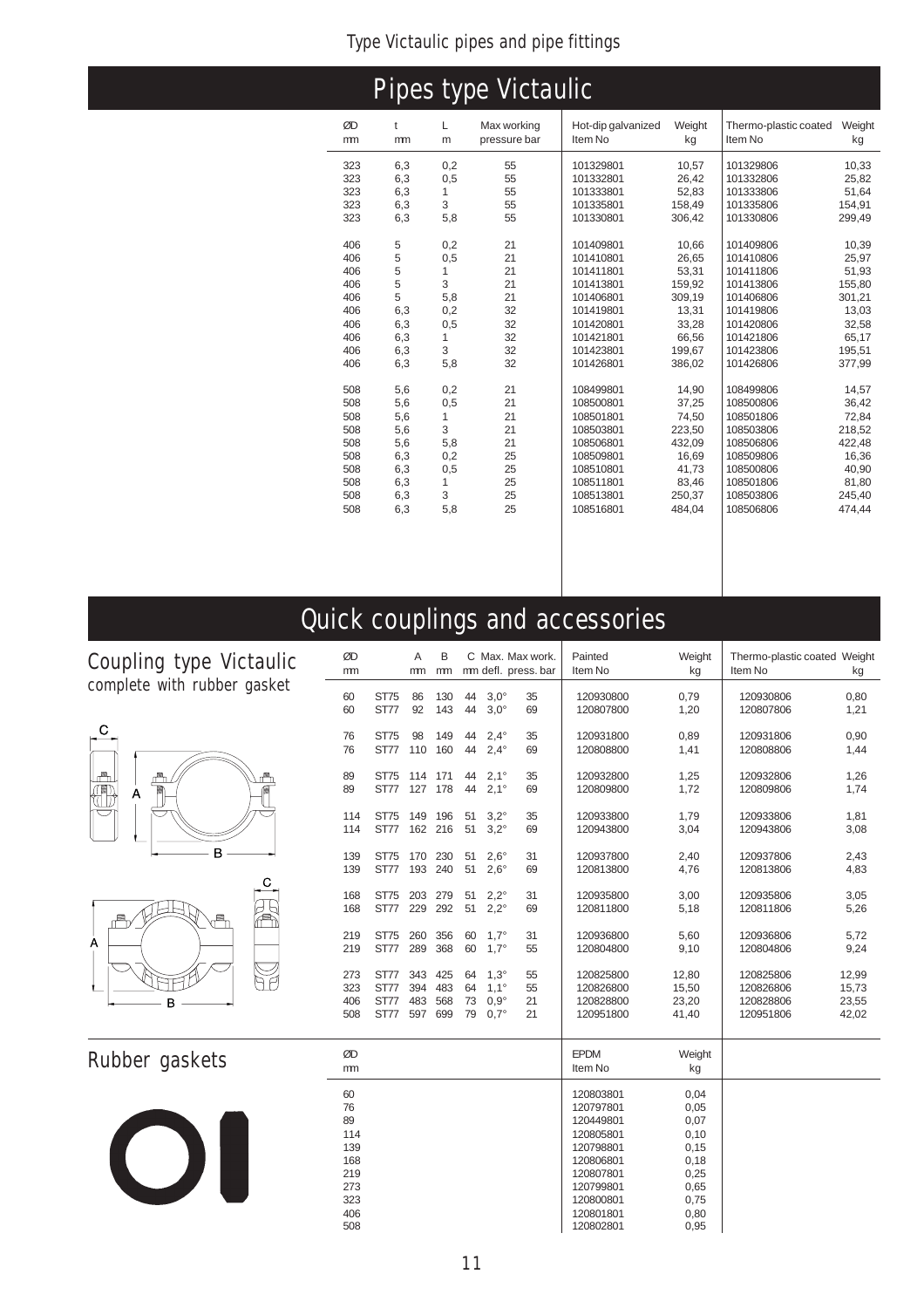# Pipes type Victaulic

| ØD mm | t mm | L m | Max working pressure bar | Hot-dip galvanized Item No | Weight kg | Thermo-plastic coated Item No | Weight kg |
|---|---|---|---|---|---|---|---|
| 323 | 6,3 | 0,2 | 55 | 101329801 | 10,57 | 101329806 | 10,33 |
| 323 | 6,3 | 0,5 | 55 | 101332801 | 26,42 | 101332806 | 25,82 |
| 323 | 6,3 | 1 | 55 | 101333801 | 52,83 | 101333806 | 51,64 |
| 323 | 6,3 | 3 | 55 | 101335801 | 158,49 | 101335806 | 154,91 |
| 323 | 6,3 | 5,8 | 55 | 101330801 | 306,42 | 101330806 | 299,49 |
| 406 | 5 | 0,2 | 21 | 101409801 | 10,66 | 101409806 | 10,39 |
| 406 | 5 | 0,5 | 21 | 101410801 | 26,65 | 101410806 | 25,97 |
| 406 | 5 | 1 | 21 | 101411801 | 53,31 | 101411806 | 51,93 |
| 406 | 5 | 3 | 21 | 101413801 | 159,92 | 101413806 | 155,80 |
| 406 | 5 | 5,8 | 21 | 101406801 | 309,19 | 101406806 | 301,21 |
| 406 | 6,3 | 0,2 | 32 | 101419801 | 13,31 | 101419806 | 13,03 |
| 406 | 6,3 | 0,5 | 32 | 101420801 | 33,28 | 101420806 | 32,58 |
| 406 | 6,3 | 1 | 32 | 101421801 | 66,56 | 101421806 | 65,17 |
| 406 | 6,3 | 3 | 32 | 101423801 | 199,67 | 101423806 | 195,51 |
| 406 | 6,3 | 5,8 | 32 | 101426801 | 386,02 | 101426806 | 377,99 |
| 508 | 5,6 | 0,2 | 21 | 108499801 | 14,90 | 108499806 | 14,57 |
| 508 | 5,6 | 0,5 | 21 | 108500801 | 37,25 | 108500806 | 36,42 |
| 508 | 5,6 | 1 | 21 | 108501801 | 74,50 | 108501806 | 72,84 |
| 508 | 5,6 | 3 | 21 | 108503801 | 223,50 | 108503806 | 218,52 |
| 508 | 5,6 | 5,8 | 21 | 108506801 | 432,09 | 108506806 | 422,48 |
| 508 | 6,3 | 0,2 | 25 | 108509801 | 16,69 | 108509806 | 16,36 |
| 508 | 6,3 | 0,5 | 25 | 108510801 | 41,73 | 108500806 | 40,90 |
| 508 | 6,3 | 1 | 25 | 108511801 | 83,46 | 108501806 | 81,80 |
| 508 | 6,3 | 3 | 25 | 108513801 | 250,37 | 108503806 | 245,40 |
| 508 | 6,3 | 5,8 | 25 | 108516801 | 484,04 | 108506806 | 474,44 |

# Quick couplings and accessories

## Coupling type Victaulic
complete with rubber gasket

| ØD mm | | A mm | B mm | C mm | Max. defl. | Max work. press. bar | Painted Item No | Weight kg | Thermo-plastic coated Item No | Weight kg |
|---|---|---|---|---|---|---|---|---|---|---|
| 60 | ST75 | 86 | 130 | 44 | 3,0° | 35 | 120930800 | 0,79 | 120930806 | 0,80 |
| 60 | ST77 | 92 | 143 | 44 | 3,0° | 69 | 120807800 | 1,20 | 120807806 | 1,21 |
| 76 | ST75 | 98 | 149 | 44 | 2,4° | 35 | 120931800 | 0,89 | 120931806 | 0,90 |
| 76 | ST77 | 110 | 160 | 44 | 2,4° | 69 | 120808800 | 1,41 | 120808806 | 1,44 |
| 89 | ST75 | 114 | 171 | 44 | 2,1° | 35 | 120932800 | 1,25 | 120932806 | 1,26 |
| 89 | ST77 | 127 | 178 | 44 | 2,1° | 69 | 120809800 | 1,72 | 120809806 | 1,74 |
| 114 | ST75 | 149 | 196 | 51 | 3,2° | 35 | 120933800 | 1,79 | 120933806 | 1,81 |
| 114 | ST77 | 162 | 216 | 51 | 3,2° | 69 | 120943800 | 3,04 | 120943806 | 3,08 |
| 139 | ST75 | 170 | 230 | 51 | 2,6° | 31 | 120937800 | 2,40 | 120937806 | 2,43 |
| 139 | ST77 | 193 | 240 | 51 | 2,6° | 69 | 120813800 | 4,76 | 120813806 | 4,83 |
| 168 | ST75 | 203 | 279 | 51 | 2,2° | 31 | 120935800 | 3,00 | 120935806 | 3,05 |
| 168 | ST77 | 229 | 292 | 51 | 2,2° | 69 | 120811800 | 5,18 | 120811806 | 5,26 |
| 219 | ST75 | 260 | 356 | 60 | 1,7° | 31 | 120936800 | 5,60 | 120936806 | 5,72 |
| 219 | ST77 | 289 | 368 | 60 | 1,7° | 55 | 120804800 | 9,10 | 120804806 | 9,24 |
| 273 | ST77 | 343 | 425 | 64 | 1,3° | 55 | 120825800 | 12,80 | 120825806 | 12,99 |
| 323 | ST77 | 394 | 483 | 64 | 1,1° | 55 | 120826800 | 15,50 | 120826806 | 15,73 |
| 406 | ST77 | 483 | 568 | 73 | 0,9° | 21 | 120828800 | 23,20 | 120828806 | 23,55 |
| 508 | ST77 | 597 | 699 | 79 | 0,7° | 21 | 120951800 | 41,40 | 120951806 | 42,02 |

## Rubber gaskets

| ØD mm | EPDM Item No | Weight kg |
|---|---|---|
| 60 | 120803801 | 0,04 |
| 76 | 120797801 | 0,05 |
| 89 | 120449801 | 0,07 |
| 114 | 120805801 | 0,10 |
| 139 | 120798801 | 0,15 |
| 168 | 120806801 | 0,18 |
| 219 | 120807801 | 0,25 |
| 273 | 120799801 | 0,65 |
| 323 | 120800801 | 0,75 |
| 406 | 120801801 | 0,80 |
| 508 | 120802801 | 0,95 |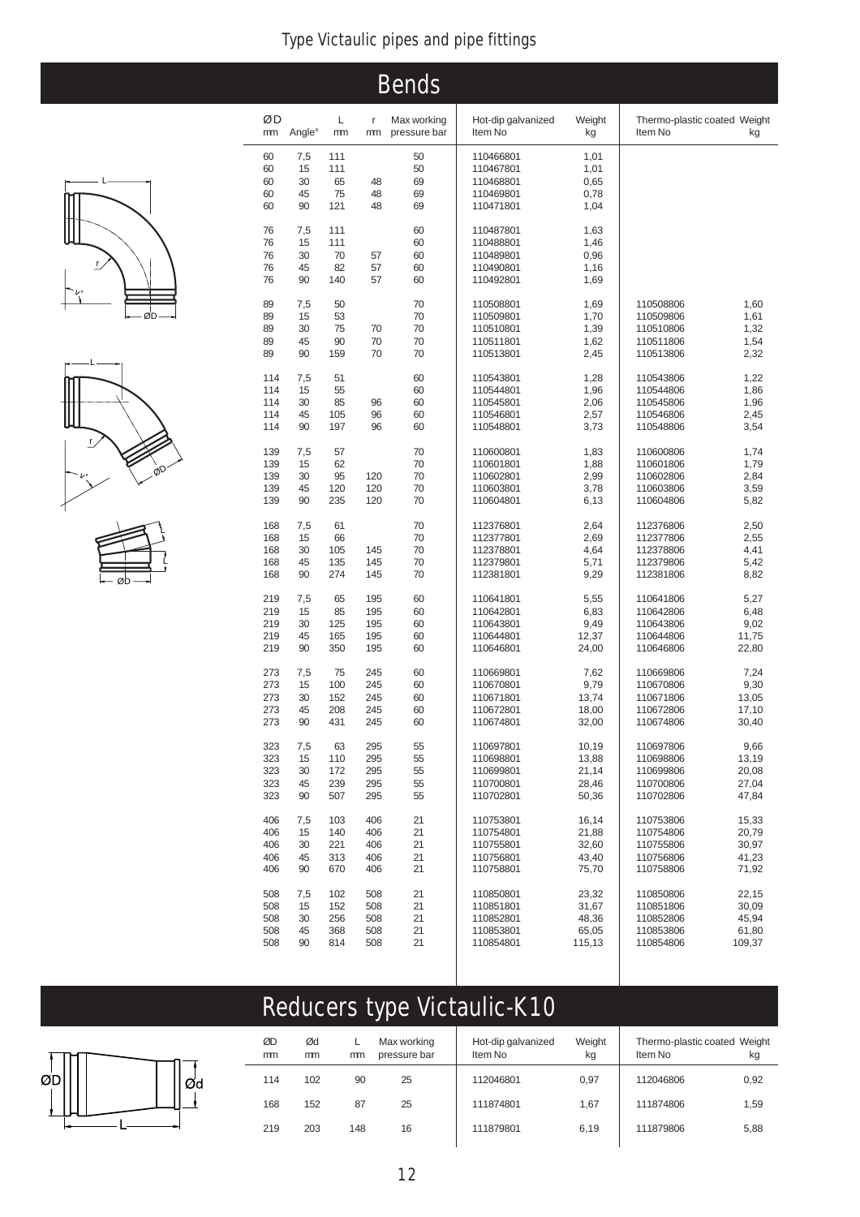# Type Victaulic pipes and pipe fittings

## Bends

| ØD mm | Angle° | L mm | r mm | Max working pressure bar | Hot-dip galvanized Item No | Weight kg | Thermo-plastic coated Item No | Weight kg |
|---|---|---|---|---|---|---|---|---|
| 60 | 7,5 | 111 | | 50 | 110466801 | 1,01 | | |
| 60 | 15 | 111 | | 50 | 110467801 | 1,01 | | |
| 60 | 30 | 65 | 48 | 69 | 110468801 | 0,65 | | |
| 60 | 45 | 75 | 48 | 69 | 110469801 | 0,78 | | |
| 60 | 90 | 121 | 48 | 69 | 110471801 | 1,04 | | |
| 76 | 7,5 | 111 | | 60 | 110487801 | 1,63 | | |
| 76 | 15 | 111 | | 60 | 110488801 | 1,46 | | |
| 76 | 30 | 70 | 57 | 60 | 110489801 | 0,96 | | |
| 76 | 45 | 82 | 57 | 60 | 110490801 | 1,16 | | |
| 76 | 90 | 140 | 57 | 60 | 110492801 | 1,69 | | |
| 89 | 7,5 | 50 | | 70 | 110508801 | 1,69 | 110508806 | 1,60 |
| 89 | 15 | 53 | | 70 | 110509801 | 1,70 | 110509806 | 1,61 |
| 89 | 30 | 75 | 70 | 70 | 110510801 | 1,39 | 110510806 | 1,32 |
| 89 | 45 | 90 | 70 | 70 | 110511801 | 1,62 | 110511806 | 1,54 |
| 89 | 90 | 159 | 70 | 70 | 110513801 | 2,45 | 110513806 | 2,32 |
| 114 | 7,5 | 51 | | 60 | 110543801 | 1,28 | 110543806 | 1,22 |
| 114 | 15 | 55 | | 60 | 110544801 | 1,96 | 110544806 | 1,86 |
| 114 | 30 | 85 | 96 | 60 | 110545801 | 2,06 | 110545806 | 1,96 |
| 114 | 45 | 105 | 96 | 60 | 110546801 | 2,57 | 110546806 | 2,45 |
| 114 | 90 | 197 | 96 | 60 | 110548801 | 3,73 | 110548806 | 3,54 |
| 139 | 7,5 | 57 | | 70 | 110600801 | 1,83 | 110600806 | 1,74 |
| 139 | 15 | 62 | | 70 | 110601801 | 1,88 | 110601806 | 1,79 |
| 139 | 30 | 95 | 120 | 70 | 110602801 | 2,99 | 110602806 | 2,84 |
| 139 | 45 | 120 | 120 | 70 | 110603801 | 3,78 | 110603806 | 3,59 |
| 139 | 90 | 235 | 120 | 70 | 110604801 | 6,13 | 110604806 | 5,82 |
| 168 | 7,5 | 61 | | 70 | 112376801 | 2,64 | 112376806 | 2,50 |
| 168 | 15 | 66 | | 70 | 112377801 | 2,69 | 112377806 | 2,55 |
| 168 | 30 | 105 | 145 | 70 | 112378801 | 4,64 | 112378806 | 4,41 |
| 168 | 45 | 135 | 145 | 70 | 112379801 | 5,71 | 112379806 | 5,42 |
| 168 | 90 | 274 | 145 | 70 | 112381801 | 9,29 | 112381806 | 8,82 |
| 219 | 7,5 | 65 | 195 | 60 | 110641801 | 5,55 | 110641806 | 5,27 |
| 219 | 15 | 85 | 195 | 60 | 110642801 | 6,83 | 110642806 | 6,48 |
| 219 | 30 | 125 | 195 | 60 | 110643801 | 9,49 | 110643806 | 9,02 |
| 219 | 45 | 165 | 195 | 60 | 110644801 | 12,37 | 110644806 | 11,75 |
| 219 | 90 | 350 | 195 | 60 | 110646801 | 24,00 | 110646806 | 22,80 |
| 273 | 7,5 | 75 | 245 | 60 | 110669801 | 7,62 | 110669806 | 7,24 |
| 273 | 15 | 100 | 245 | 60 | 110670801 | 9,79 | 110670806 | 9,30 |
| 273 | 30 | 152 | 245 | 60 | 110671801 | 13,74 | 110671806 | 13,05 |
| 273 | 45 | 208 | 245 | 60 | 110672801 | 18,00 | 110672806 | 17,10 |
| 273 | 90 | 431 | 245 | 60 | 110674801 | 32,00 | 110674806 | 30,40 |
| 323 | 7,5 | 63 | 295 | 55 | 110697801 | 10,19 | 110697806 | 9,66 |
| 323 | 15 | 110 | 295 | 55 | 110698801 | 13,88 | 110698806 | 13,19 |
| 323 | 30 | 172 | 295 | 55 | 110699801 | 21,14 | 110699806 | 20,08 |
| 323 | 45 | 239 | 295 | 55 | 110700801 | 28,46 | 110700806 | 27,04 |
| 323 | 90 | 507 | 295 | 55 | 110702801 | 50,36 | 110702806 | 47,84 |
| 406 | 7,5 | 103 | 406 | 21 | 110753801 | 16,14 | 110753806 | 15,33 |
| 406 | 15 | 140 | 406 | 21 | 110754801 | 21,88 | 110754806 | 20,79 |
| 406 | 30 | 221 | 406 | 21 | 110755801 | 32,60 | 110755806 | 30,97 |
| 406 | 45 | 313 | 406 | 21 | 110756801 | 43,40 | 110756806 | 41,23 |
| 406 | 90 | 670 | 406 | 21 | 110758801 | 75,70 | 110758806 | 71,92 |
| 508 | 7,5 | 102 | 508 | 21 | 110850801 | 23,32 | 110850806 | 22,15 |
| 508 | 15 | 152 | 508 | 21 | 110851801 | 31,67 | 110851806 | 30,09 |
| 508 | 30 | 256 | 508 | 21 | 110852801 | 48,36 | 110852806 | 45,94 |
| 508 | 45 | 368 | 508 | 21 | 110853801 | 65,05 | 110853806 | 61,80 |
| 508 | 90 | 814 | 508 | 21 | 110854801 | 115,13 | 110854806 | 109,37 |

## Reducers type Victaulic-K10

| ØD mm | Ød mm | L mm | Max working pressure bar | Hot-dip galvanized Item No | Weight kg | Thermo-plastic coated Item No | Weight kg |
|---|---|---|---|---|---|---|---|
| 114 | 102 | 90 | 25 | 112046801 | 0,97 | 112046806 | 0,92 |
| 168 | 152 | 87 | 25 | 111874801 | 1,67 | 111874806 | 1,59 |
| 219 | 203 | 148 | 16 | 111879801 | 6,19 | 111879806 | 5,88 |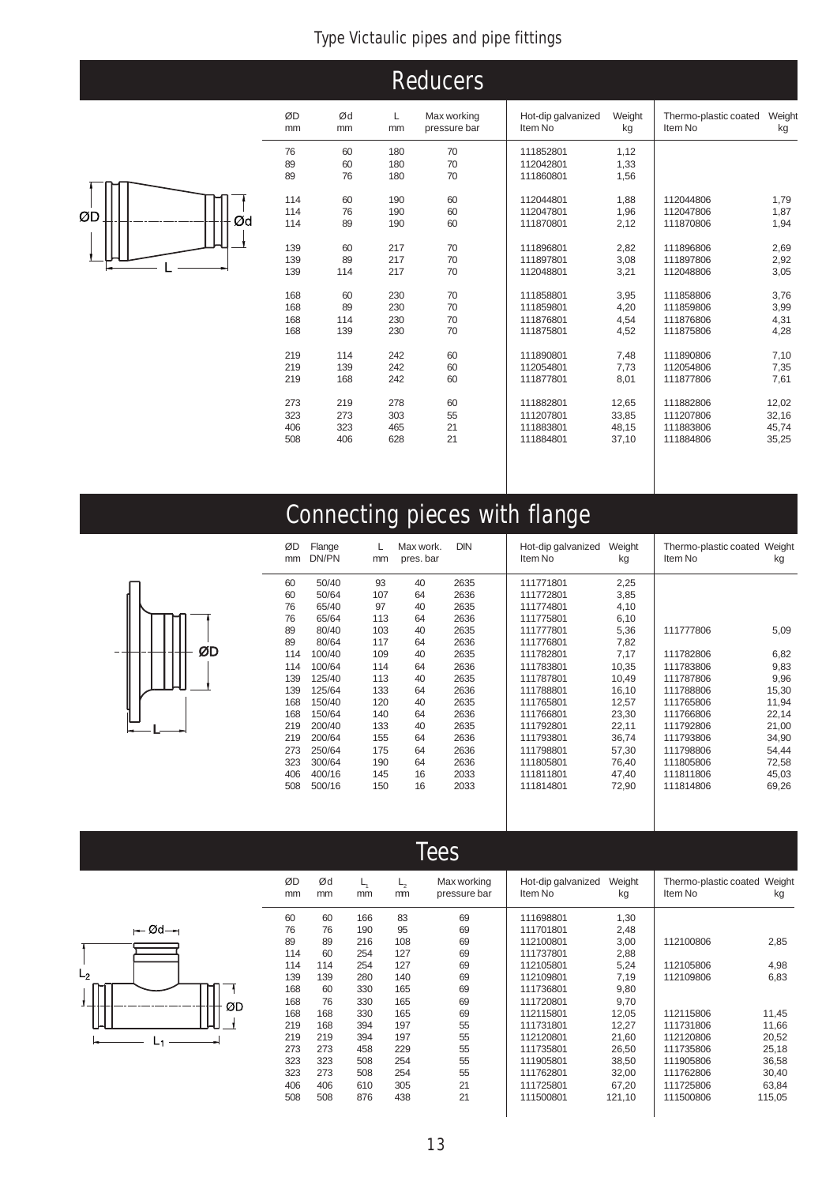# Type Victaulic pipes and pipe fittings

## Reducers

| ØD mm | Ød mm | L mm | Max working pressure bar | Hot-dip galvanized Item No | Weight kg | Thermo-plastic coated Item No | Weight kg |
|---|---|---|---|---|---|---|---|
| 76 | 60 | 180 | 70 | 111852801 | 1,12 | | |
| 89 | 60 | 180 | 70 | 112042801 | 1,33 | | |
| 89 | 76 | 180 | 70 | 111860801 | 1,56 | | |
| 114 | 60 | 190 | 60 | 112044801 | 1,88 | 112044806 | 1,79 |
| 114 | 76 | 190 | 60 | 112047801 | 1,96 | 112047806 | 1,87 |
| 114 | 89 | 190 | 60 | 111870801 | 2,12 | 111870806 | 1,94 |
| 139 | 60 | 217 | 70 | 111896801 | 2,82 | 111896806 | 2,69 |
| 139 | 89 | 217 | 70 | 111897801 | 3,08 | 111897806 | 2,92 |
| 139 | 114 | 217 | 70 | 112048801 | 3,21 | 112048806 | 3,05 |
| 168 | 60 | 230 | 70 | 111858801 | 3,95 | 111858806 | 3,76 |
| 168 | 89 | 230 | 70 | 111859801 | 4,20 | 111859806 | 3,99 |
| 168 | 114 | 230 | 70 | 111876801 | 4,54 | 111876806 | 4,31 |
| 168 | 139 | 230 | 70 | 111875801 | 4,52 | 111875806 | 4,28 |
| 219 | 114 | 242 | 60 | 111890801 | 7,48 | 111890806 | 7,10 |
| 219 | 139 | 242 | 60 | 112054801 | 7,73 | 112054806 | 7,35 |
| 219 | 168 | 242 | 60 | 111877801 | 8,01 | 111877806 | 7,61 |
| 273 | 219 | 278 | 60 | 111882801 | 12,65 | 111882806 | 12,02 |
| 323 | 273 | 303 | 55 | 111207801 | 33,85 | 111207806 | 32,16 |
| 406 | 323 | 465 | 21 | 111883801 | 48,15 | 111883806 | 45,74 |
| 508 | 406 | 628 | 21 | 111884801 | 37,10 | 111884806 | 35,25 |

## Connecting pieces with flange

| ØD mm | Flange DN/PN | L mm | Max work. pres. bar | DIN | Hot-dip galvanized Item No | Weight kg | Thermo-plastic coated Item No | Weight kg |
|---|---|---|---|---|---|---|---|---|
| 60 | 50/40 | 93 | 40 | 2635 | 111771801 | 2,25 | | |
| 60 | 50/64 | 107 | 64 | 2636 | 111772801 | 3,85 | | |
| 76 | 65/40 | 97 | 40 | 2635 | 111774801 | 4,10 | | |
| 76 | 65/64 | 113 | 64 | 2636 | 111775801 | 6,10 | | |
| 89 | 80/40 | 103 | 40 | 2635 | 111777801 | 5,36 | 111777806 | 5,09 |
| 89 | 80/64 | 117 | 64 | 2636 | 111776801 | 7,82 | | |
| 114 | 100/40 | 109 | 40 | 2635 | 111782801 | 7,17 | 111782806 | 6,82 |
| 114 | 100/64 | 114 | 64 | 2636 | 111783801 | 10,35 | 111783806 | 9,83 |
| 139 | 125/40 | 113 | 40 | 2635 | 111787801 | 10,49 | 111787806 | 9,96 |
| 139 | 125/64 | 133 | 64 | 2636 | 111788801 | 16,10 | 111788806 | 15,30 |
| 168 | 150/40 | 120 | 40 | 2635 | 111765801 | 12,57 | 111765806 | 11,94 |
| 168 | 150/64 | 140 | 64 | 2636 | 111766801 | 23,30 | 111766806 | 22,14 |
| 219 | 200/40 | 133 | 40 | 2635 | 111792801 | 22,11 | 111792806 | 21,00 |
| 219 | 200/64 | 155 | 64 | 2636 | 111793801 | 36,74 | 111793806 | 34,90 |
| 273 | 250/64 | 175 | 64 | 2636 | 111798801 | 57,30 | 111798806 | 54,44 |
| 323 | 300/64 | 190 | 64 | 2636 | 111805801 | 76,40 | 111805806 | 72,58 |
| 406 | 400/16 | 145 | 16 | 2033 | 111811801 | 47,40 | 111811806 | 45,03 |
| 508 | 500/16 | 150 | 16 | 2033 | 111814801 | 72,90 | 111814806 | 69,26 |

## Tees

| ØD mm | Ød mm | $L_1$ mm | $L_2$ mm | Max working pressure bar | Hot-dip galvanized Item No | Weight kg | Thermo-plastic coated Item No | Weight kg |
|---|---|---|---|---|---|---|---|---|
| 60 | 60 | 166 | 83 | 69 | 111698801 | 1,30 | | |
| 76 | 76 | 190 | 95 | 69 | 111701801 | 2,48 | | |
| 89 | 89 | 216 | 108 | 69 | 112100801 | 3,00 | 112100806 | 2,85 |
| 114 | 60 | 254 | 127 | 69 | 111737801 | 2,88 | | |
| 114 | 114 | 254 | 127 | 69 | 112105801 | 5,24 | 112105806 | 4,98 |
| 139 | 139 | 280 | 140 | 69 | 112109801 | 7,19 | 112109806 | 6,83 |
| 168 | 60 | 330 | 165 | 69 | 111736801 | 9,80 | | |
| 168 | 76 | 330 | 165 | 69 | 111720801 | 9,70 | | |
| 168 | 168 | 330 | 165 | 69 | 112115801 | 12,05 | 112115806 | 11,45 |
| 219 | 168 | 394 | 197 | 55 | 111731801 | 12,27 | 111731806 | 11,66 |
| 219 | 219 | 394 | 197 | 55 | 112120801 | 21,60 | 112120806 | 20,52 |
| 273 | 273 | 458 | 229 | 55 | 111735801 | 26,50 | 111735806 | 25,18 |
| 323 | 323 | 508 | 254 | 55 | 111905801 | 38,50 | 111905806 | 36,58 |
| 323 | 273 | 508 | 254 | 55 | 111762801 | 32,00 | 111762806 | 30,40 |
| 406 | 406 | 610 | 305 | 21 | 111725801 | 67,20 | 111725806 | 63,84 |
| 508 | 508 | 876 | 438 | 21 | 111500801 | 121,10 | 111500806 | 115,05 |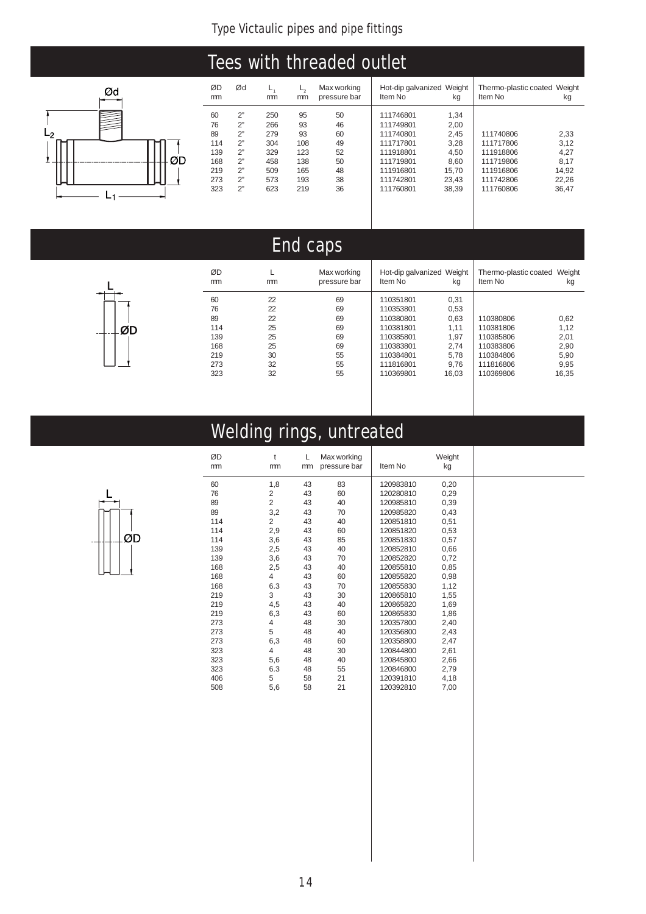Type Victaulic pipes and pipe fittings

# Tees with threaded outlet

| ØD mm | Ød | $L_1$ mm | $L_2$ mm | Max working pressure bar | Hot-dip galvanized Item No | Weight kg | Thermo-plastic coated Item No | Weight kg |
|---|---|---|---|---|---|---|---|---|
| 60 | 2" | 250 | 95 | 50 | 111746801 | 1,34 | | |
| 76 | 2" | 266 | 93 | 46 | 111749801 | 2,00 | | |
| 89 | 2" | 279 | 93 | 60 | 111740801 | 2,45 | 111740806 | 2,33 |
| 114 | 2" | 304 | 108 | 49 | 111717801 | 3,28 | 111717806 | 3,12 |
| 139 | 2" | 329 | 123 | 52 | 111918801 | 4,50 | 111918806 | 4,27 |
| 168 | 2" | 458 | 138 | 50 | 111719801 | 8,60 | 111719806 | 8,17 |
| 219 | 2" | 509 | 165 | 48 | 111916801 | 15,70 | 111916806 | 14,92 |
| 273 | 2" | 573 | 193 | 38 | 111742801 | 23,43 | 111742806 | 22,26 |
| 323 | 2" | 623 | 219 | 36 | 111760801 | 38,39 | 111760806 | 36,47 |

# End caps

| ØD mm | L mm | Max working pressure bar | Hot-dip galvanized Item No | Weight kg | Thermo-plastic coated Item No | Weight kg |
|---|---|---|---|---|---|---|
| 60 | 22 | 69 | 110351801 | 0,31 | | |
| 76 | 22 | 69 | 110353801 | 0,53 | | |
| 89 | 22 | 69 | 110380801 | 0,63 | 110380806 | 0,62 |
| 114 | 25 | 69 | 110381801 | 1,11 | 110381806 | 1,12 |
| 139 | 25 | 69 | 110385801 | 1,97 | 110385806 | 2,01 |
| 168 | 25 | 69 | 110383801 | 2,74 | 110383806 | 2,90 |
| 219 | 30 | 55 | 110384801 | 5,78 | 110384806 | 5,90 |
| 273 | 32 | 55 | 111816801 | 9,76 | 111816806 | 9,95 |
| 323 | 32 | 55 | 110369801 | 16,03 | 110369806 | 16,35 |

# Welding rings, untreated

| ØD mm | t mm | L mm | Max working pressure bar | Item No | Weight kg |
|---|---|---|---|---|---|
| 60 | 1,8 | 43 | 83 | 120983810 | 0,20 |
| 76 | 2 | 43 | 60 | 120280810 | 0,29 |
| 89 | 2 | 43 | 40 | 120985810 | 0,39 |
| 89 | 3,2 | 43 | 70 | 120985820 | 0,43 |
| 114 | 2 | 43 | 40 | 120851810 | 0,51 |
| 114 | 2,9 | 43 | 60 | 120851820 | 0,53 |
| 114 | 3,6 | 43 | 85 | 120851830 | 0,57 |
| 139 | 2,5 | 43 | 40 | 120852810 | 0,66 |
| 139 | 3,6 | 43 | 70 | 120852820 | 0,72 |
| 168 | 2,5 | 43 | 40 | 120855810 | 0,85 |
| 168 | 4 | 43 | 60 | 120855820 | 0,98 |
| 168 | 6.3 | 43 | 70 | 120855830 | 1,12 |
| 219 | 3 | 43 | 30 | 120865810 | 1,55 |
| 219 | 4,5 | 43 | 40 | 120865820 | 1,69 |
| 219 | 6,3 | 43 | 60 | 120865830 | 1,86 |
| 273 | 4 | 48 | 30 | 120357800 | 2,40 |
| 273 | 5 | 48 | 40 | 120356800 | 2,43 |
| 273 | 6,3 | 48 | 60 | 120358800 | 2,47 |
| 323 | 4 | 48 | 30 | 120844800 | 2,61 |
| 323 | 5,6 | 48 | 40 | 120845800 | 2,66 |
| 323 | 6.3 | 48 | 55 | 120846800 | 2,79 |
| 406 | 5 | 58 | 21 | 120391810 | 4,18 |
| 508 | 5,6 | 58 | 21 | 120392810 | 7,00 |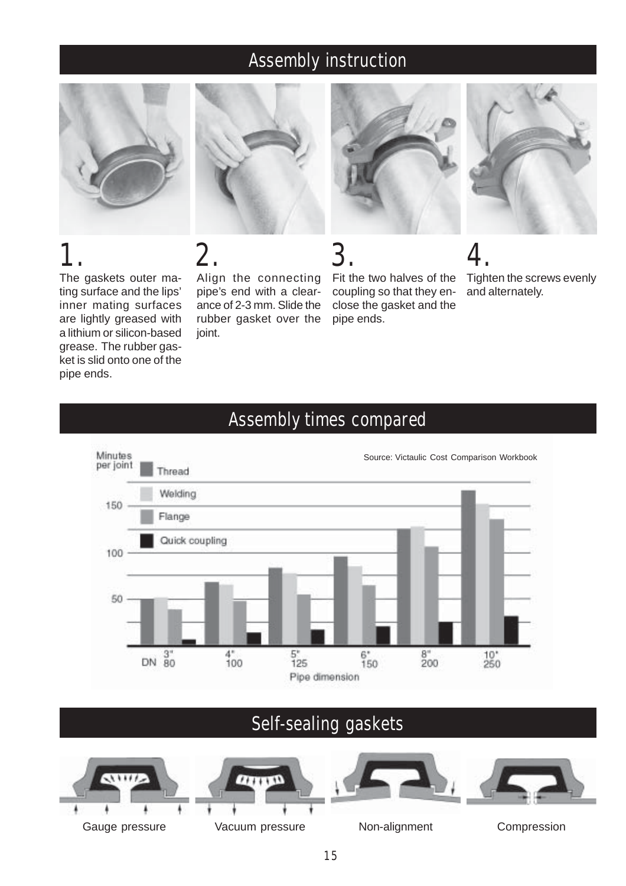## Assembly instruction

**1.**
The gaskets outer mating surface and the lips' inner mating surfaces are lightly greased with a lithium or silicon-based grease. The rubber gasket is slid onto one of the pipe ends.

**2.**
Align the connecting pipe's end with a clearance of 2-3 mm. Slide the rubber gasket over the joint.

**3.**
Fit the two halves of the coupling so that they enclose the gasket and the pipe ends.

**4.**
Tighten the screws evenly and alternately.

## Assembly times compared

Source: Victaulic Cost Comparison Workbook

Minutes per joint

Thread / Welding / Flange / Quick coupling

Pipe dimension: DN 80 (3"), 100 (4"), 125 (5"), 150 (6"), 200 (8"), 250 (10")

## Self-sealing gaskets

Gauge pressure

Vacuum pressure

Non-alignment

Compression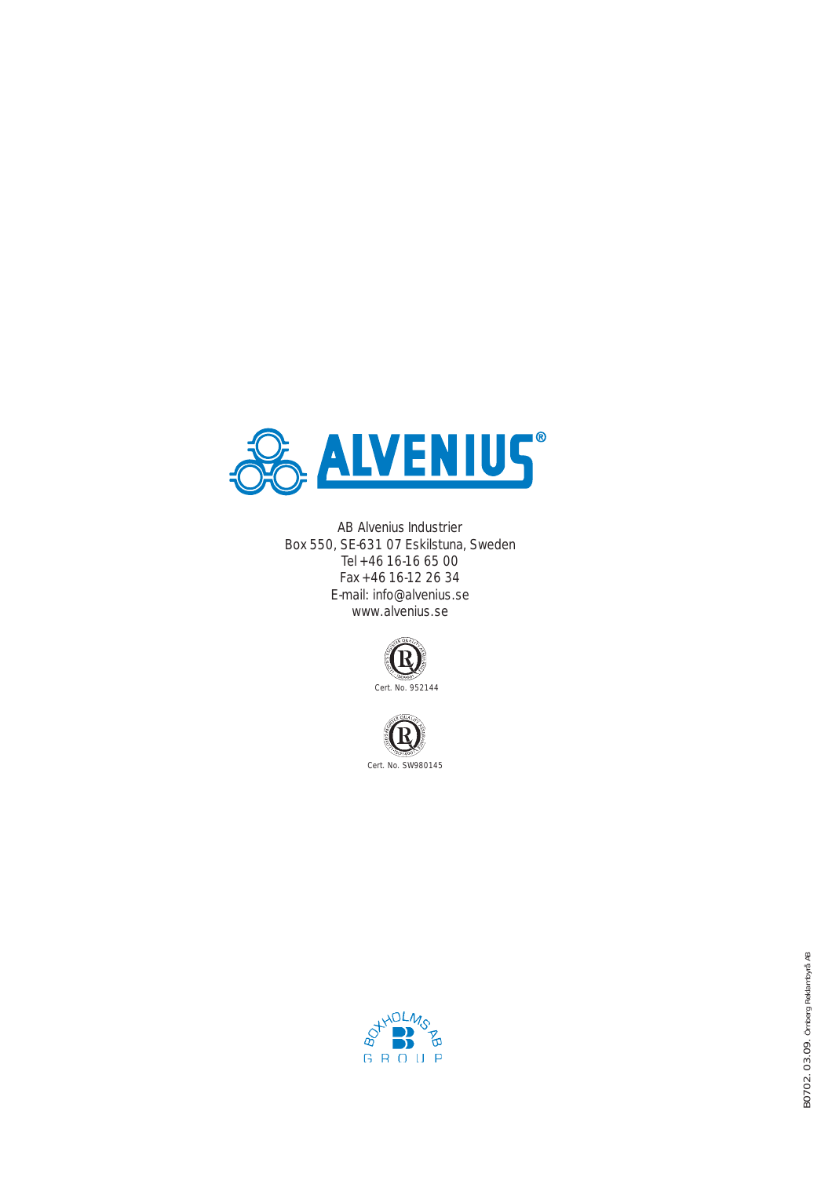ALVENIUS®

AB Alvenius Industrier
Box 550, SE-631 07 Eskilstuna, Sweden
Tel +46 16-16 65 00
Fax +46 16-12 26 34
E-mail: info@alvenius.se
www.alvenius.se

Cert. No. 952144

Cert. No. SW980145

BOXHOLMS AB GROUP

B0702. 03.09. Ömberg Reklambyrå AB